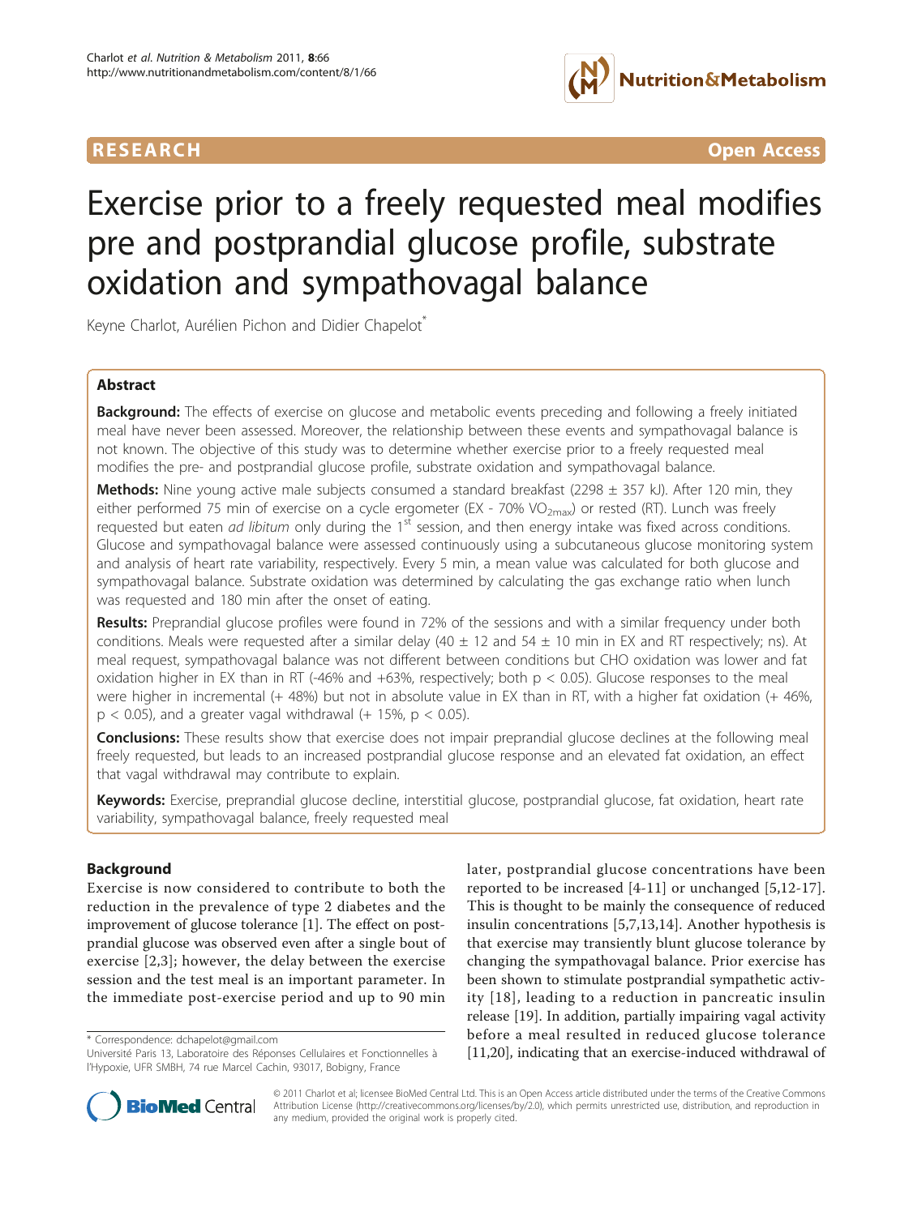RESEARCH Open Access

# Exercise prior to a freely requested meal modifies pre and postprandial glucose profile, substrate oxidation and sympathovagal balance

Keyne Charlot, Aurélien Pichon and Didier Chapelot*

## Abstract

**Background:** The effects of exercise on glucose and metabolic events preceding and following a freely initiated meal have never been assessed. Moreover, the relationship between these events and sympathovagal balance is not known. The objective of this study was to determine whether exercise prior to a freely requested meal modifies the pre- and postprandial glucose profile, substrate oxidation and sympathovagal balance.

**Methods:** Nine young active male subjects consumed a standard breakfast (2298 ± 357 kJ). After 120 min, they either performed 75 min of exercise on a cycle ergometer (EX - 70% $VO_{2max}$) or rested (RT). Lunch was freely requested but eaten *ad libitum* only during the 1st session, and then energy intake was fixed across conditions. Glucose and sympathovagal balance were assessed continuously using a subcutaneous glucose monitoring system and analysis of heart rate variability, respectively. Every 5 min, a mean value was calculated for both glucose and sympathovagal balance. Substrate oxidation was determined by calculating the gas exchange ratio when lunch was requested and 180 min after the onset of eating.

**Results:** Preprandial glucose profiles were found in 72% of the sessions and with a similar frequency under both conditions. Meals were requested after a similar delay (40 ± 12 and 54 ± 10 min in EX and RT respectively; ns). At meal request, sympathovagal balance was not different between conditions but CHO oxidation was lower and fat oxidation higher in EX than in RT (-46% and +63%, respectively; both $p < 0.05$). Glucose responses to the meal were higher in incremental (+ 48%) but not in absolute value in EX than in RT, with a higher fat oxidation (+ 46%, $p < 0.05$), and a greater vagal withdrawal (+ 15%, $p < 0.05$).

**Conclusions:** These results show that exercise does not impair preprandial glucose declines at the following meal freely requested, but leads to an increased postprandial glucose response and an elevated fat oxidation, an effect that vagal withdrawal may contribute to explain.

**Keywords:** Exercise, preprandial glucose decline, interstitial glucose, postprandial glucose, fat oxidation, heart rate variability, sympathovagal balance, freely requested meal

## Background

Exercise is now considered to contribute to both the reduction in the prevalence of type 2 diabetes and the improvement of glucose tolerance [1]. The effect on postprandial glucose was observed even after a single bout of exercise [2,3]; however, the delay between the exercise session and the test meal is an important parameter. In the immediate post-exercise period and up to 90 min later, postprandial glucose concentrations have been reported to be increased [4-11] or unchanged [5,12-17]. This is thought to be mainly the consequence of reduced insulin concentrations [5,7,13,14]. Another hypothesis is that exercise may transiently blunt glucose tolerance by changing the sympathovagal balance. Prior exercise has been shown to stimulate postprandial sympathetic activity [18], leading to a reduction in pancreatic insulin release [19]. In addition, partially impairing vagal activity before a meal resulted in reduced glucose tolerance [11,20], indicating that an exercise-induced withdrawal of

* Correspondence: dchapelot@gmail.com
Université Paris 13, Laboratoire des Réponses Cellulaires et Fonctionnelles à l'Hypoxie, UFR SMBH, 74 rue Marcel Cachin, 93017, Bobigny, France

© 2011 Charlot et al; licensee BioMed Central Ltd. This is an Open Access article distributed under the terms of the Creative Commons Attribution License (http://creativecommons.org/licenses/by/2.0), which permits unrestricted use, distribution, and reproduction in any medium, provided the original work is properly cited.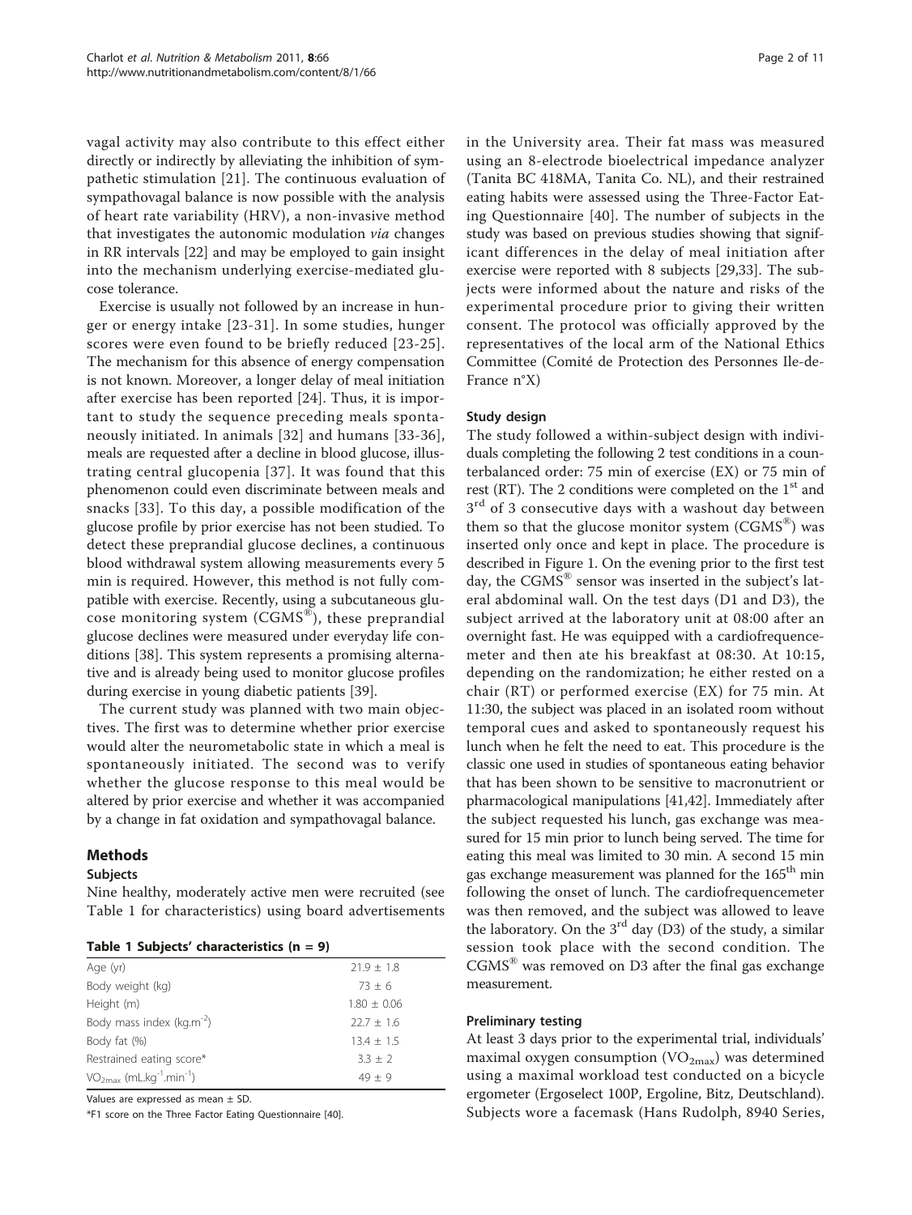vagal activity may also contribute to this effect either directly or indirectly by alleviating the inhibition of sympathetic stimulation [21]. The continuous evaluation of sympathovagal balance is now possible with the analysis of heart rate variability (HRV), a non-invasive method that investigates the autonomic modulation *via* changes in RR intervals [22] and may be employed to gain insight into the mechanism underlying exercise-mediated glucose tolerance.

Exercise is usually not followed by an increase in hunger or energy intake [23-31]. In some studies, hunger scores were even found to be briefly reduced [23-25]. The mechanism for this absence of energy compensation is not known. Moreover, a longer delay of meal initiation after exercise has been reported [24]. Thus, it is important to study the sequence preceding meals spontaneously initiated. In animals [32] and humans [33-36], meals are requested after a decline in blood glucose, illustrating central glucopenia [37]. It was found that this phenomenon could even discriminate between meals and snacks [33]. To this day, a possible modification of the glucose profile by prior exercise has not been studied. To detect these preprandial glucose declines, a continuous blood withdrawal system allowing measurements every 5 min is required. However, this method is not fully compatible with exercise. Recently, using a subcutaneous glucose monitoring system (CGMS®), these preprandial glucose declines were measured under everyday life conditions [38]. This system represents a promising alternative and is already being used to monitor glucose profiles during exercise in young diabetic patients [39].

The current study was planned with two main objectives. The first was to determine whether prior exercise would alter the neurometabolic state in which a meal is spontaneously initiated. The second was to verify whether the glucose response to this meal would be altered by prior exercise and whether it was accompanied by a change in fat oxidation and sympathovagal balance.

## Methods

### Subjects

Nine healthy, moderately active men were recruited (see Table 1 for characteristics) using board advertisements in the University area. Their fat mass was measured using an 8-electrode bioelectrical impedance analyzer (Tanita BC 418MA, Tanita Co. NL), and their restrained eating habits were assessed using the Three-Factor Eating Questionnaire [40]. The number of subjects in the study was based on previous studies showing that significant differences in the delay of meal initiation after exercise were reported with 8 subjects [29,33]. The subjects were informed about the nature and risks of the experimental procedure prior to giving their written consent. The protocol was officially approved by the representatives of the local arm of the National Ethics Committee (Comité de Protection des Personnes Ile-de-France n°X)

**Table 1 Subjects' characteristics (n = 9)**

| | |
|---|---|
| Age (yr) | 21.9 ± 1.8 |
| Body weight (kg) | 73 ± 6 |
| Height (m) | 1.80 ± 0.06 |
| Body mass index (kg.m$^{-2}$) | 22.7 ± 1.6 |
| Body fat (%) | 13.4 ± 1.5 |
| Restrained eating score* | 3.3 ± 2 |
| $VO_{2max}$ (mL.kg$^{-1}$.min$^{-1}$) | 49 ± 9 |

Values are expressed as mean ± SD.

*F1 score on the Three Factor Eating Questionnaire [40].

### Study design

The study followed a within-subject design with individuals completing the following 2 test conditions in a counterbalanced order: 75 min of exercise (EX) or 75 min of rest (RT). The 2 conditions were completed on the 1st and 3rd of 3 consecutive days with a washout day between them so that the glucose monitor system (CGMS®) was inserted only once and kept in place. The procedure is described in Figure 1. On the evening prior to the first test day, the CGMS® sensor was inserted in the subject's lateral abdominal wall. On the test days (D1 and D3), the subject arrived at the laboratory unit at 08:00 after an overnight fast. He was equipped with a cardiofrequencemeter and then ate his breakfast at 08:30. At 10:15, depending on the randomization; he either rested on a chair (RT) or performed exercise (EX) for 75 min. At 11:30, the subject was placed in an isolated room without temporal cues and asked to spontaneously request his lunch when he felt the need to eat. This procedure is the classic one used in studies of spontaneous eating behavior that has been shown to be sensitive to macronutrient or pharmacological manipulations [41,42]. Immediately after the subject requested his lunch, gas exchange was measured for 15 min prior to lunch being served. The time for eating this meal was limited to 30 min. A second 15 min gas exchange measurement was planned for the 165th min following the onset of lunch. The cardiofrequencemeter was then removed, and the subject was allowed to leave the laboratory. On the 3rd day (D3) of the study, a similar session took place with the second condition. The CGMS® was removed on D3 after the final gas exchange measurement.

### Preliminary testing

At least 3 days prior to the experimental trial, individuals' maximal oxygen consumption ($VO_{2max}$) was determined using a maximal workload test conducted on a bicycle ergometer (Ergoselect 100P, Ergoline, Bitz, Deutschland). Subjects wore a facemask (Hans Rudolph, 8940 Series,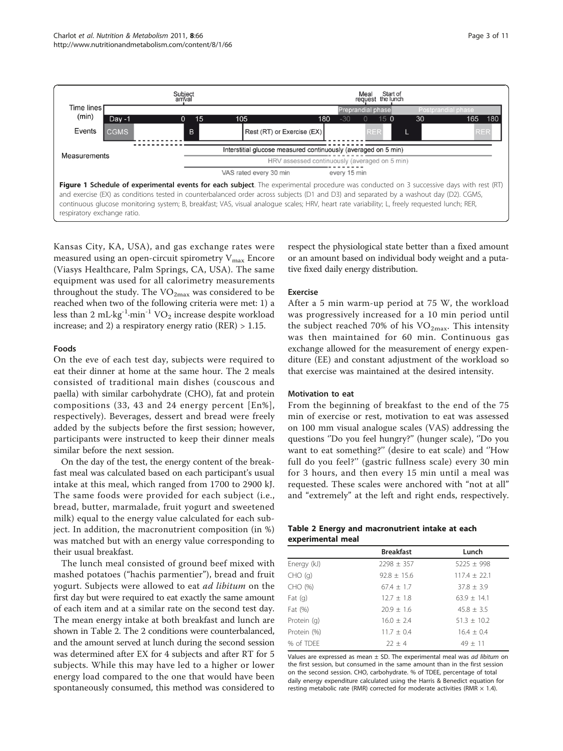Time lines (min)

Subject arrival

Meal request

Start of the lunch

Preprandial phase

Postprandial phase

Day -1

0

15

105

180

-30

0

15

0

30

165

180

Events

CGMS

B

Rest (RT) or Exercise (EX)

RER

L

RER

Measurements

Interstitial glucose measured continuously (averaged on 5 min)

HRV assessed continuously (averaged on 5 min)

VAS rated every 30 min

every 15 min

**Figure 1 Schedule of experimental events for each subject**. The experimental procedure was conducted on 3 successive days with rest (RT) and exercise (EX) as conditions tested in counterbalanced order across subjects (D1 and D3) and separated by a washout day (D2). CGMS, continuous glucose monitoring system; B, breakfast; VAS, visual analogue scales; HRV, heart rate variability; L, freely requested lunch; RER, respiratory exchange ratio.

Kansas City, KA, USA), and gas exchange rates were measured using an open-circuit spirometry $V_{max}$ Encore (Viasys Healthcare, Palm Springs, CA, USA). The same equipment was used for all calorimetry measurements throughout the study. The $VO_{2max}$ was considered to be reached when two of the following criteria were met: 1) a less than 2 $mL \cdot kg^{-1} \cdot min^{-1}$ $VO_2$ increase despite workload increase; and 2) a respiratory energy ratio (RER) > 1.15.

### Foods

On the eve of each test day, subjects were required to eat their dinner at home at the same hour. The 2 meals consisted of traditional main dishes (couscous and paella) with similar carbohydrate (CHO), fat and protein compositions (33, 43 and 24 energy percent [En%], respectively). Beverages, dessert and bread were freely added by the subjects before the first session; however, participants were instructed to keep their dinner meals similar before the next session.

On the day of the test, the energy content of the breakfast meal was calculated based on each participant's usual intake at this meal, which ranged from 1700 to 2900 kJ. The same foods were provided for each subject (i.e., bread, butter, marmalade, fruit yogurt and sweetened milk) equal to the energy value calculated for each subject. In addition, the macronutrient composition (in %) was matched but with an energy value corresponding to their usual breakfast.

The lunch meal consisted of ground beef mixed with mashed potatoes ("hachis parmentier"), bread and fruit yogurt. Subjects were allowed to eat *ad libitum* on the first day but were required to eat exactly the same amount of each item and at a similar rate on the second test day. The mean energy intake at both breakfast and lunch are shown in Table 2. The 2 conditions were counterbalanced, and the amount served at lunch during the second session was determined after EX for 4 subjects and after RT for 5 subjects. While this may have led to a higher or lower energy load compared to the one that would have been spontaneously consumed, this method was considered to respect the physiological state better than a fixed amount or an amount based on individual body weight and a putative fixed daily energy distribution.

### Exercise

After a 5 min warm-up period at 75 W, the workload was progressively increased for a 10 min period until the subject reached 70% of his $VO_{2max}$. This intensity was then maintained for 60 min. Continuous gas exchange allowed for the measurement of energy expenditure (EE) and constant adjustment of the workload so that exercise was maintained at the desired intensity.

### Motivation to eat

From the beginning of breakfast to the end of the 75 min of exercise or rest, motivation to eat was assessed on 100 mm visual analogue scales (VAS) addressing the questions ''Do you feel hungry?'' (hunger scale), ''Do you want to eat something?'' (desire to eat scale) and ''How full do you feel?'' (gastric fullness scale) every 30 min for 3 hours, and then every 15 min until a meal was requested. These scales were anchored with "not at all" and "extremely" at the left and right ends, respectively.

**Table 2 Energy and macronutrient intake at each experimental meal**

| | Breakfast | Lunch |
|---|---|---|
| Energy (kJ) | 2298 ± 357 | 5225 ± 998 |
| CHO (g) | 92.8 ± 15.6 | 117.4 ± 22.1 |
| CHO (%) | 67.4 ± 1.7 | 37.8 ± 3.9 |
| Fat (g) | 12.7 ± 1.8 | 63.9 ± 14.1 |
| Fat (%) | 20.9 ± 1.6 | 45.8 ± 3.5 |
| Protein (g) | 16.0 ± 2.4 | 51.3 ± 10.2 |
| Protein (%) | 11.7 ± 0.4 | 16.4 ± 0.4 |
| % of TDEE | 22 ± 4 | 49 ± 11 |

Values are expressed as mean ± SD. The experimental meal was *ad libitum* on the first session, but consumed in the same amount than in the first session on the second session. CHO, carbohydrate. % of TDEE, percentage of total daily energy expenditure calculated using the Harris & Benedict equation for resting metabolic rate (RMR) corrected for moderate activities (RMR × 1.4).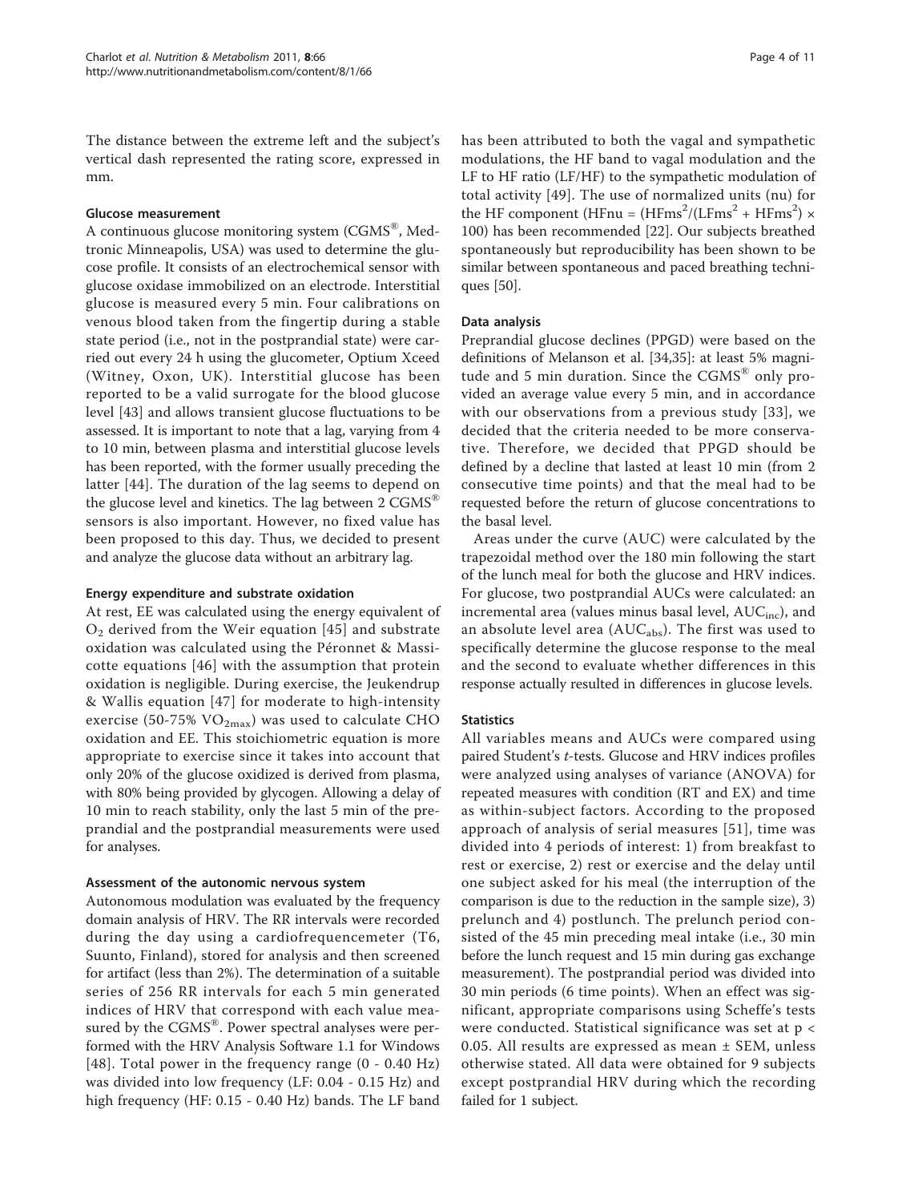The distance between the extreme left and the subject's vertical dash represented the rating score, expressed in mm.

#### Glucose measurement

A continuous glucose monitoring system (CGMS®, Medtronic Minneapolis, USA) was used to determine the glucose profile. It consists of an electrochemical sensor with glucose oxidase immobilized on an electrode. Interstitial glucose is measured every 5 min. Four calibrations on venous blood taken from the fingertip during a stable state period (i.e., not in the postprandial state) were carried out every 24 h using the glucometer, Optium Xceed (Witney, Oxon, UK). Interstitial glucose has been reported to be a valid surrogate for the blood glucose level [43] and allows transient glucose fluctuations to be assessed. It is important to note that a lag, varying from 4 to 10 min, between plasma and interstitial glucose levels has been reported, with the former usually preceding the latter [44]. The duration of the lag seems to depend on the glucose level and kinetics. The lag between 2 CGMS® sensors is also important. However, no fixed value has been proposed to this day. Thus, we decided to present and analyze the glucose data without an arbitrary lag.

#### Energy expenditure and substrate oxidation

At rest, EE was calculated using the energy equivalent of $O_2$ derived from the Weir equation [45] and substrate oxidation was calculated using the Péronnet & Massicotte equations [46] with the assumption that protein oxidation is negligible. During exercise, the Jeukendrup & Wallis equation [47] for moderate to high-intensity exercise (50-75% $VO_{2max}$) was used to calculate CHO oxidation and EE. This stoichiometric equation is more appropriate to exercise since it takes into account that only 20% of the glucose oxidized is derived from plasma, with 80% being provided by glycogen. Allowing a delay of 10 min to reach stability, only the last 5 min of the preprandial and the postprandial measurements were used for analyses.

#### Assessment of the autonomic nervous system

Autonomous modulation was evaluated by the frequency domain analysis of HRV. The RR intervals were recorded during the day using a cardiofrequencemeter (T6, Suunto, Finland), stored for analysis and then screened for artifact (less than 2%). The determination of a suitable series of 256 RR intervals for each 5 min generated indices of HRV that correspond with each value measured by the CGMS®. Power spectral analyses were performed with the HRV Analysis Software 1.1 for Windows [48]. Total power in the frequency range (0 - 0.40 Hz) was divided into low frequency (LF: 0.04 - 0.15 Hz) and high frequency (HF: 0.15 - 0.40 Hz) bands. The LF band has been attributed to both the vagal and sympathetic modulations, the HF band to vagal modulation and the LF to HF ratio (LF/HF) to the sympathetic modulation of total activity [49]. The use of normalized units (nu) for the HF component ($HFnu = (HFms^2/(LFms^2 + HFms^2) \times 100$) has been recommended [22]. Our subjects breathed spontaneously but reproducibility has been shown to be similar between spontaneous and paced breathing techniques [50].

#### Data analysis

Preprandial glucose declines (PPGD) were based on the definitions of Melanson et al. [34,35]: at least 5% magnitude and 5 min duration. Since the CGMS® only provided an average value every 5 min, and in accordance with our observations from a previous study [33], we decided that the criteria needed to be more conservative. Therefore, we decided that PPGD should be defined by a decline that lasted at least 10 min (from 2 consecutive time points) and that the meal had to be requested before the return of glucose concentrations to the basal level.

Areas under the curve (AUC) were calculated by the trapezoidal method over the 180 min following the start of the lunch meal for both the glucose and HRV indices. For glucose, two postprandial AUCs were calculated: an incremental area (values minus basal level, $AUC_{inc}$), and an absolute level area ($AUC_{abs}$). The first was used to specifically determine the glucose response to the meal and the second to evaluate whether differences in this response actually resulted in differences in glucose levels.

#### Statistics

All variables means and AUCs were compared using paired Student's *t*-tests. Glucose and HRV indices profiles were analyzed using analyses of variance (ANOVA) for repeated measures with condition (RT and EX) and time as within-subject factors. According to the proposed approach of analysis of serial measures [51], time was divided into 4 periods of interest: 1) from breakfast to rest or exercise, 2) rest or exercise and the delay until one subject asked for his meal (the interruption of the comparison is due to the reduction in the sample size), 3) prelunch and 4) postlunch. The prelunch period consisted of the 45 min preceding meal intake (i.e., 30 min before the lunch request and 15 min during gas exchange measurement). The postprandial period was divided into 30 min periods (6 time points). When an effect was significant, appropriate comparisons using Scheffe's tests were conducted. Statistical significance was set at $p < 0.05$. All results are expressed as mean ± SEM, unless otherwise stated. All data were obtained for 9 subjects except postprandial HRV during which the recording failed for 1 subject.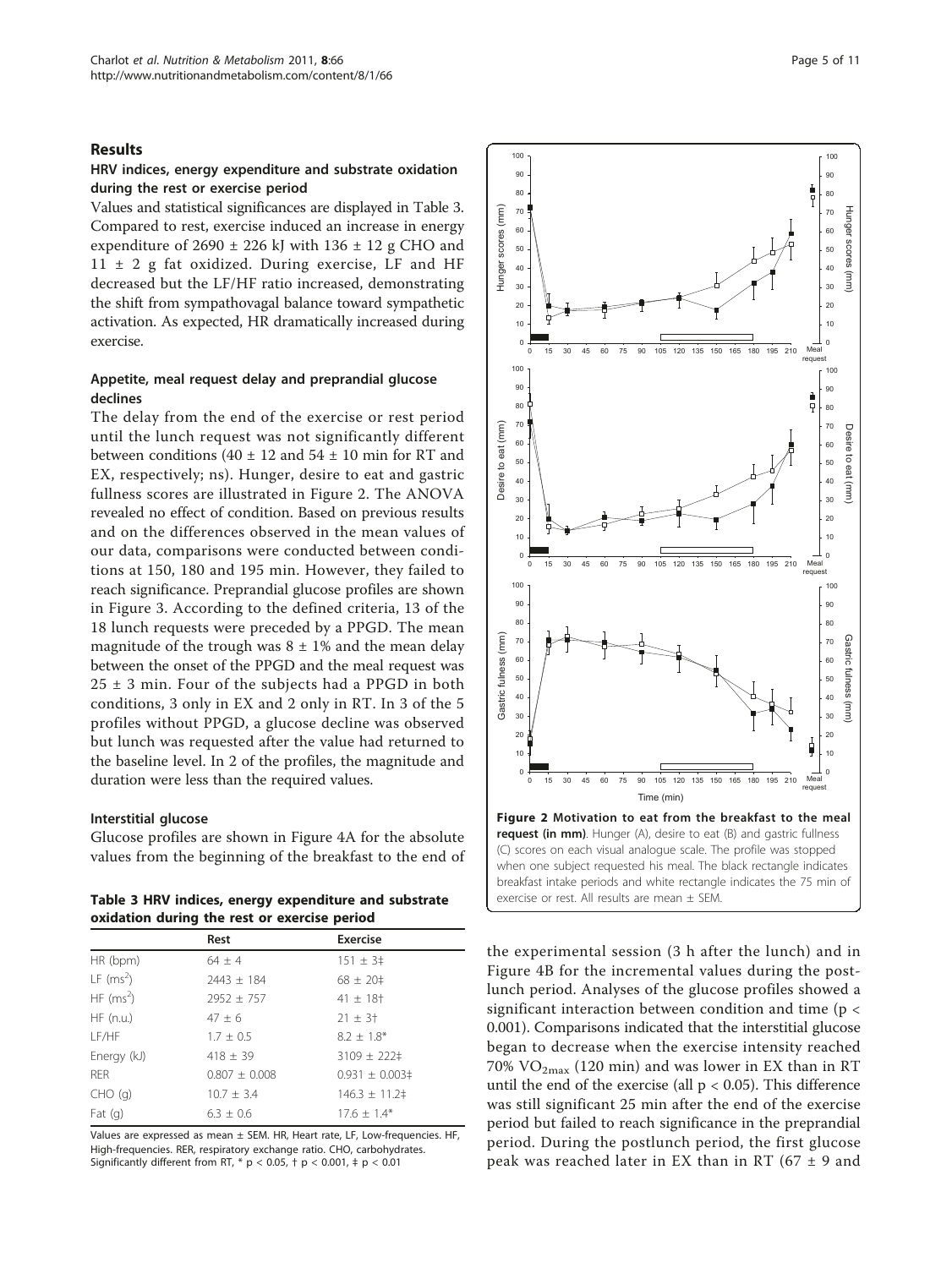## Results

### HRV indices, energy expenditure and substrate oxidation during the rest or exercise period

Values and statistical significances are displayed in Table 3. Compared to rest, exercise induced an increase in energy expenditure of 2690 ± 226 kJ with 136 ± 12 g CHO and 11 ± 2 g fat oxidized. During exercise, LF and HF decreased but the LF/HF ratio increased, demonstrating the shift from sympathovagal balance toward sympathetic activation. As expected, HR dramatically increased during exercise.

### Appetite, meal request delay and preprandial glucose declines

The delay from the end of the exercise or rest period until the lunch request was not significantly different between conditions (40 ± 12 and 54 ± 10 min for RT and EX, respectively; ns). Hunger, desire to eat and gastric fullness scores are illustrated in Figure 2. The ANOVA revealed no effect of condition. Based on previous results and on the differences observed in the mean values of our data, comparisons were conducted between conditions at 150, 180 and 195 min. However, they failed to reach significance. Preprandial glucose profiles are shown in Figure 3. According to the defined criteria, 13 of the 18 lunch requests were preceded by a PPGD. The mean magnitude of the trough was 8 ± 1% and the mean delay between the onset of the PPGD and the meal request was 25 ± 3 min. Four of the subjects had a PPGD in both conditions, 3 only in EX and 2 only in RT. In 3 of the 5 profiles without PPGD, a glucose decline was observed but lunch was requested after the value had returned to the baseline level. In 2 of the profiles, the magnitude and duration were less than the required values.

### Interstitial glucose

Glucose profiles are shown in Figure 4A for the absolute values from the beginning of the breakfast to the end of the experimental session (3 h after the lunch) and in Figure 4B for the incremental values during the post-lunch period. Analyses of the glucose profiles showed a significant interaction between condition and time ($p < 0.001$). Comparisons indicated that the interstitial glucose began to decrease when the exercise intensity reached 70% $VO_{2max}$ (120 min) and was lower in EX than in RT until the end of the exercise (all $p < 0.05$). This difference was still significant 25 min after the end of the exercise period but failed to reach significance in the preprandial period. During the postlunch period, the first glucose peak was reached later in EX than in RT (67 ± 9 and

**Table 3 HRV indices, energy expenditure and substrate oxidation during the rest or exercise period**

| | Rest | Exercise |
|---|---|---|
| HR (bpm) | 64 ± 4 | 151 ± 3‡ |
| LF (ms$^2$) | 2443 ± 184 | 68 ± 20‡ |
| HF (ms$^2$) | 2952 ± 757 | 41 ± 18† |
| HF (n.u.) | 47 ± 6 | 21 ± 3† |
| LF/HF | 1.7 ± 0.5 | 8.2 ± 1.8* |
| Energy (kJ) | 418 ± 39 | 3109 ± 222‡ |
| RER | 0.807 ± 0.008 | 0.931 ± 0.003‡ |
| CHO (g) | 10.7 ± 3.4 | 146.3 ± 11.2‡ |
| Fat (g) | 6.3 ± 0.6 | 17.6 ± 1.4* |

Values are expressed as mean ± SEM. HR, Heart rate, LF, Low-frequencies. HF, High-frequencies. RER, respiratory exchange ratio. CHO, carbohydrates. Significantly different from RT, * p < 0.05, † p < 0.001, ‡ p < 0.01

**Figure 2 Motivation to eat from the breakfast to the meal request (in mm)**. Hunger (A), desire to eat (B) and gastric fullness (C) scores on each visual analogue scale. The profile was stopped when one subject requested his meal. The black rectangle indicates breakfast intake periods and white rectangle indicates the 75 min of exercise or rest. All results are mean ± SEM.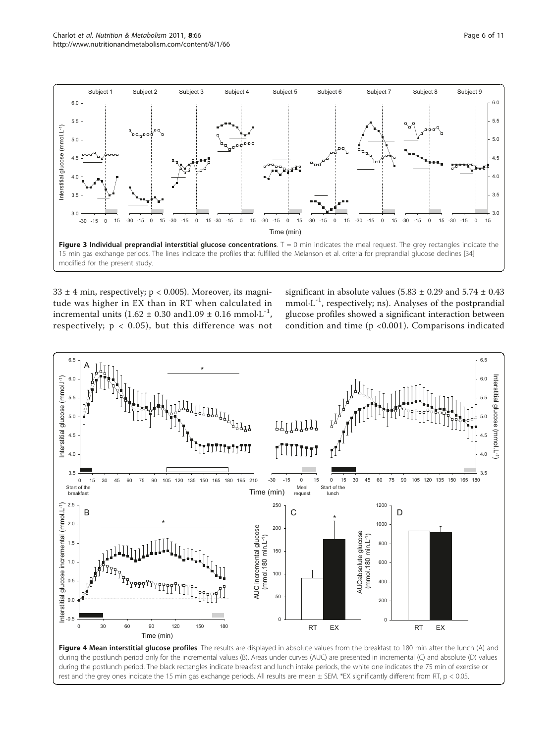Subject 1 Subject 2 Subject 3 Subject 4 Subject 5 Subject 6 Subject 7 Subject 8 Subject 9

Interstitial glucose (mmol.L-1)

6.0 5.5 5.0 4.5 4.0 3.5 3.0

-30 -15 0 15 -30 -15 0 15 -30 -15 0 15 -30 -15 0 15 -30 -15 0 15 -30 -15 0 15 -30 -15 0 15 -30 -15 0 15 -30 -15 0 15

Time (min)

**Figure 3 Individual preprandial interstitial glucose concentrations**. T = 0 min indicates the meal request. The grey rectangles indicate the 15 min gas exchange periods. The lines indicate the profiles that fulfilled the Melanson et al. criteria for preprandial glucose declines [34] modified for the present study.

33 ± 4 min, respectively; $p < 0.005$). Moreover, its magnitude was higher in EX than in RT when calculated in incremental units (1.62 ± 0.30 and1.09 ± 0.16 mmol·L$^{-1}$, respectively; $p < 0.05$), but this difference was not significant in absolute values (5.83 ± 0.29 and 5.74 ± 0.43 mmol·L$^{-1}$, respectively; ns). Analyses of the postprandial glucose profiles showed a significant interaction between condition and time ($p < 0.001$). Comparisons indicated

A

Interstitial glucose (mmol.l-1)

Start of the breakfast

Time (min)

Meal request

Start of the lunch

B

Interstitial glucose incremental (mmol.L-1)

Time (min)

C

AUC incremental glucose (mmol.180 min.L-1)

RT EX

D

AUCabsolute glucose (mmol.180 min.L-1)

RT EX

**Figure 4 Mean interstitial glucose profiles**. The results are displayed in absolute values from the breakfast to 180 min after the lunch (A) and during the postlunch period only for the incremental values (B). Areas under curves (AUC) are presented in incremental (C) and absolute (D) values during the postlunch period. The black rectangles indicate breakfast and lunch intake periods, the white one indicates the 75 min of exercise or rest and the grey ones indicate the 15 min gas exchange periods. All results are mean ± SEM. *EX significantly different from RT, $p < 0.05$.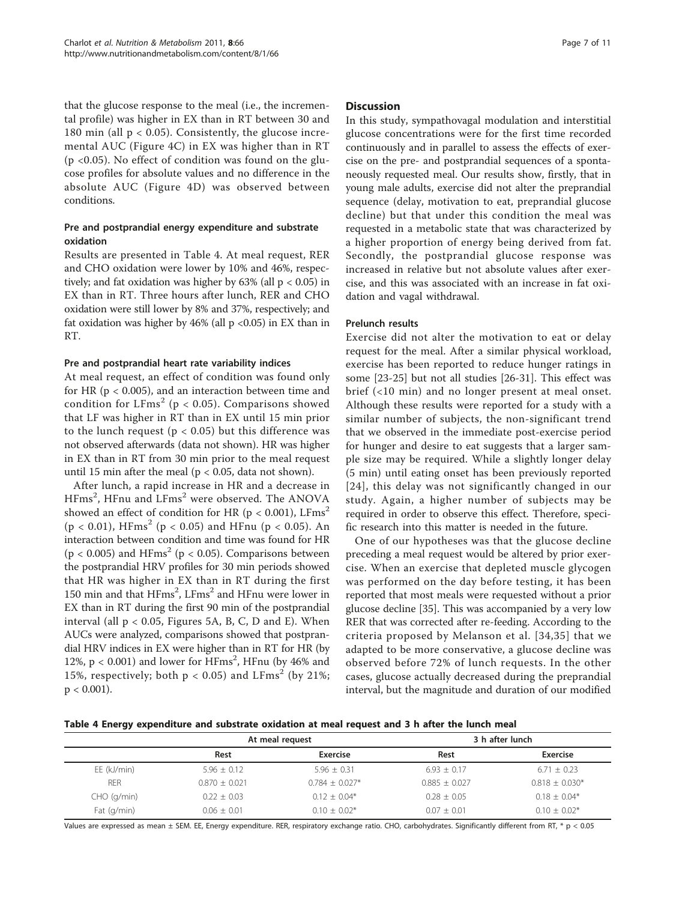that the glucose response to the meal (i.e., the incremental profile) was higher in EX than in RT between 30 and 180 min (all $p < 0.05$). Consistently, the glucose incremental AUC (Figure 4C) in EX was higher than in RT ($p < 0.05$). No effect of condition was found on the glucose profiles for absolute values and no difference in the absolute AUC (Figure 4D) was observed between conditions.

### Pre and postprandial energy expenditure and substrate oxidation

Results are presented in Table 4. At meal request, RER and CHO oxidation were lower by 10% and 46%, respectively; and fat oxidation was higher by 63% (all $p < 0.05$) in EX than in RT. Three hours after lunch, RER and CHO oxidation were still lower by 8% and 37%, respectively; and fat oxidation was higher by 46% (all $p < 0.05$) in EX than in RT.

#### Pre and postprandial heart rate variability indices

At meal request, an effect of condition was found only for HR ($p < 0.005$), and an interaction between time and condition for $LFms^2$ ($p < 0.05$). Comparisons showed that LF was higher in RT than in EX until 15 min prior to the lunch request ($p < 0.05$) but this difference was not observed afterwards (data not shown). HR was higher in EX than in RT from 30 min prior to the meal request until 15 min after the meal ($p < 0.05$, data not shown).

After lunch, a rapid increase in HR and a decrease in $HFms^2$, HFnu and $LFms^2$ were observed. The ANOVA showed an effect of condition for HR ($p < 0.001$), $LFms^2$ ($p < 0.01$), $HFms^2$ ($p < 0.05$) and HFnu ($p < 0.05$). An interaction between condition and time was found for HR ($p < 0.005$) and $HFms^2$ ($p < 0.05$). Comparisons between the postprandial HRV profiles for 30 min periods showed that HR was higher in EX than in RT during the first 150 min and that $HFms^2$, $LFms^2$ and HFnu were lower in EX than in RT during the first 90 min of the postprandial interval (all $p < 0.05$, Figures 5A, B, C, D and E). When AUCs were analyzed, comparisons showed that postprandial HRV indices in EX were higher than in RT for HR (by 12%, $p < 0.001$) and lower for $HFms^2$, HFnu (by 46% and 15%, respectively; both $p < 0.05$) and $LFms^2$ (by 21%; $p < 0.001$).

## Discussion

In this study, sympathovagal modulation and interstitial glucose concentrations were for the first time recorded continuously and in parallel to assess the effects of exercise on the pre- and postprandial sequences of a spontaneously requested meal. Our results show, firstly, that in young male adults, exercise did not alter the preprandial sequence (delay, motivation to eat, preprandial glucose decline) but that under this condition the meal was requested in a metabolic state that was characterized by a higher proportion of energy being derived from fat. Secondly, the postprandial glucose response was increased in relative but not absolute values after exercise, and this was associated with an increase in fat oxidation and vagal withdrawal.

### Prelunch results

Exercise did not alter the motivation to eat or delay request for the meal. After a similar physical workload, exercise has been reported to reduce hunger ratings in some [23-25] but not all studies [26-31]. This effect was brief (<10 min) and no longer present at meal onset. Although these results were reported for a study with a similar number of subjects, the non-significant trend that we observed in the immediate post-exercise period for hunger and desire to eat suggests that a larger sample size may be required. While a slightly longer delay (5 min) until eating onset has been previously reported [24], this delay was not significantly changed in our study. Again, a higher number of subjects may be required in order to observe this effect. Therefore, specific research into this matter is needed in the future.

One of our hypotheses was that the glucose decline preceding a meal request would be altered by prior exercise. When an exercise that depleted muscle glycogen was performed on the day before testing, it has been reported that most meals were requested without a prior glucose decline [35]. This was accompanied by a very low RER that was corrected after re-feeding. According to the criteria proposed by Melanson et al. [34,35] that we adapted to be more conservative, a glucose decline was observed before 72% of lunch requests. In the other cases, glucose actually decreased during the preprandial interval, but the magnitude and duration of our modified

**Table 4 Energy expenditure and substrate oxidation at meal request and 3 h after the lunch meal**

| | At meal request | | 3 h after lunch | |
|---|---|---|---|---|
| | Rest | Exercise | Rest | Exercise |
| EE (kJ/min) | 5.96 ± 0.12 | 5.96 ± 0.31 | 6.93 ± 0.17 | 6.71 ± 0.23 |
| RER | 0.870 ± 0.021 | 0.784 ± 0.027* | 0.885 ± 0.027 | 0.818 ± 0.030* |
| CHO (g/min) | 0.22 ± 0.03 | 0.12 ± 0.04* | 0.28 ± 0.05 | 0.18 ± 0.04* |
| Fat (g/min) | 0.06 ± 0.01 | 0.10 ± 0.02* | 0.07 ± 0.01 | 0.10 ± 0.02* |

Values are expressed as mean ± SEM. EE, Energy expenditure. RER, respiratory exchange ratio. CHO, carbohydrates. Significantly different from RT, * $p < 0.05$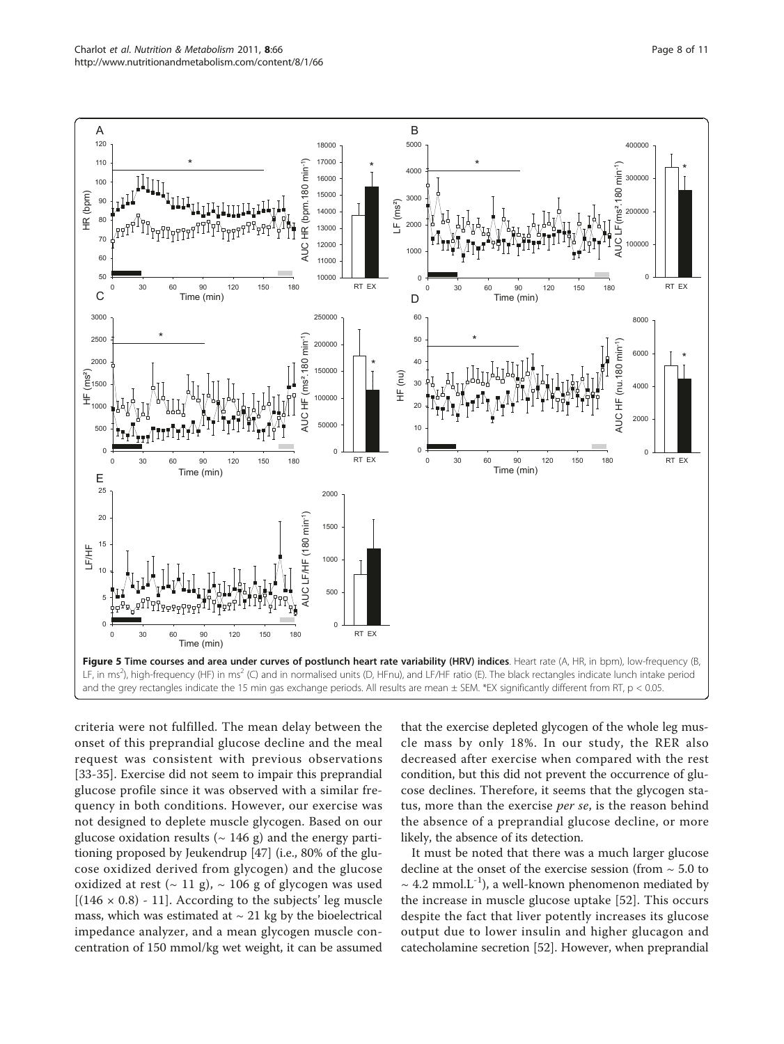A

120
110
100
90
80
70
60
50

HR (bpm)

0 30 60 90 120 150 180

Time (min)

*

18000
17000
16000
15000
14000
13000
12000
11000
10000

AUC HR (bpm.180 min⁻¹)

RT EX

*

B

5000
4000
3000
2000
1000
0

LF (ms²)

0 30 60 90 120 150 180

Time (min)

*

400000
300000
200000
100000
0

AUC LF (ms².180 min⁻¹)

RT EX

*

C

3000
2500
2000
1500
1000
500
0

HF (ms²)

0 30 60 90 120 150 180

Time (min)

*

250000
200000
150000
100000
50000
0

AUC HF (ms².180 min⁻¹)

RT EX

*

D

60
50
40
30
20
10
0

HF (nu)

0 30 60 90 120 150 180

Time (min)

*

8000
6000
4000
2000
0

AUC HF (nu.180 min⁻¹)

RT EX

*

E

25
20
15
10
5
0

LF/HF

0 30 60 90 120 150 180

Time (min)

2000
1500
1000
500
0

AUC LF/HF (180 min⁻¹)

RT EX

**Figure 5 Time courses and area under curves of postlunch heart rate variability (HRV) indices**. Heart rate (A, HR, in bpm), low-frequency (B, LF, in ms$^2$), high-frequency (HF) in ms$^2$ (C) and in normalised units (D, HFnu), and LF/HF ratio (E). The black rectangles indicate lunch intake period and the grey rectangles indicate the 15 min gas exchange periods. All results are mean ± SEM. *EX significantly different from RT, $p < 0.05$.

criteria were not fulfilled. The mean delay between the onset of this preprandial glucose decline and the meal request was consistent with previous observations [33-35]. Exercise did not seem to impair this preprandial glucose profile since it was observed with a similar frequency in both conditions. However, our exercise was not designed to deplete muscle glycogen. Based on our glucose oxidation results (~ 146 g) and the energy partitioning proposed by Jeukendrup [47] (i.e., 80% of the glucose oxidized derived from glycogen) and the glucose oxidized at rest (~ 11 g), ~ 106 g of glycogen was used [$(146 \times 0.8) - 11$]. According to the subjects' leg muscle mass, which was estimated at ~ 21 kg by the bioelectrical impedance analyzer, and a mean glycogen muscle concentration of 150 mmol/kg wet weight, it can be assumed that the exercise depleted glycogen of the whole leg muscle mass by only 18%. In our study, the RER also decreased after exercise when compared with the rest condition, but this did not prevent the occurrence of glucose declines. Therefore, it seems that the glycogen status, more than the exercise *per se*, is the reason behind the absence of a preprandial glucose decline, or more likely, the absence of its detection.

It must be noted that there was a much larger glucose decline at the onset of the exercise session (from ~ 5.0 to ~ 4.2 mmol.L$^{-1}$), a well-known phenomenon mediated by the increase in muscle glucose uptake [52]. This occurs despite the fact that liver potently increases its glucose output due to lower insulin and higher glucagon and catecholamine secretion [52]. However, when preprandial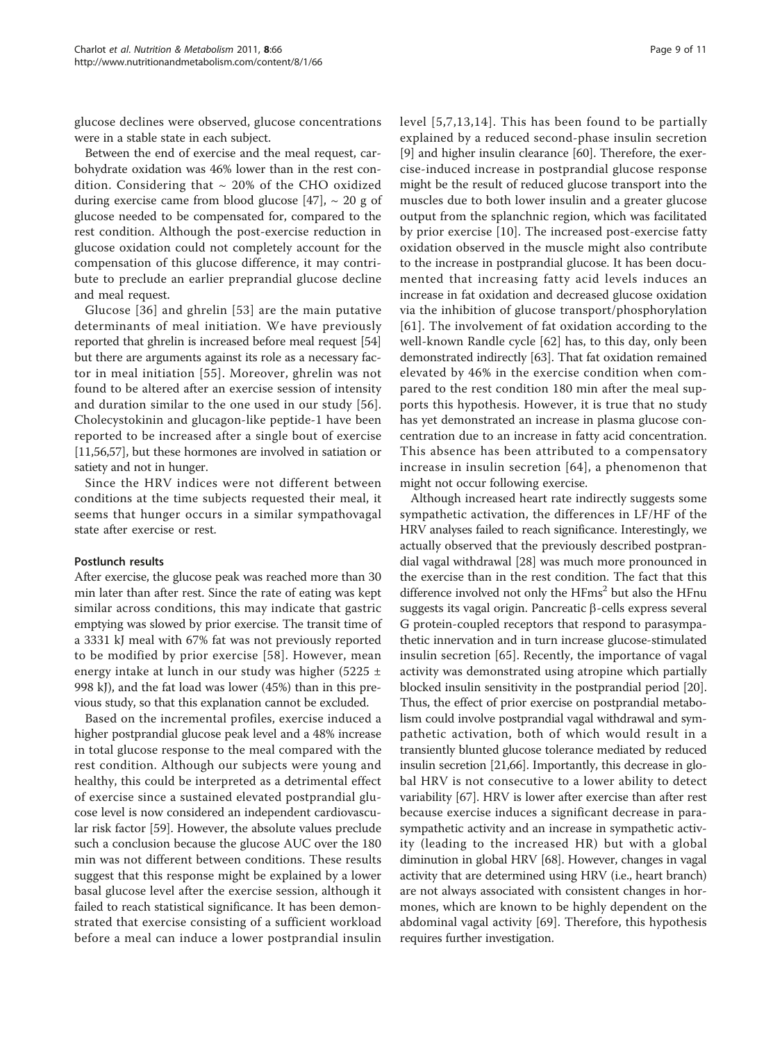glucose declines were observed, glucose concentrations were in a stable state in each subject.

Between the end of exercise and the meal request, carbohydrate oxidation was 46% lower than in the rest condition. Considering that ~ 20% of the CHO oxidized during exercise came from blood glucose [47], ~ 20 g of glucose needed to be compensated for, compared to the rest condition. Although the post-exercise reduction in glucose oxidation could not completely account for the compensation of this glucose difference, it may contribute to preclude an earlier preprandial glucose decline and meal request.

Glucose [36] and ghrelin [53] are the main putative determinants of meal initiation. We have previously reported that ghrelin is increased before meal request [54] but there are arguments against its role as a necessary factor in meal initiation [55]. Moreover, ghrelin was not found to be altered after an exercise session of intensity and duration similar to the one used in our study [56]. Cholecystokinin and glucagon-like peptide-1 have been reported to be increased after a single bout of exercise [11,56,57], but these hormones are involved in satiation or satiety and not in hunger.

Since the HRV indices were not different between conditions at the time subjects requested their meal, it seems that hunger occurs in a similar sympathovagal state after exercise or rest.

#### Postlunch results

After exercise, the glucose peak was reached more than 30 min later than after rest. Since the rate of eating was kept similar across conditions, this may indicate that gastric emptying was slowed by prior exercise. The transit time of a 3331 kJ meal with 67% fat was not previously reported to be modified by prior exercise [58]. However, mean energy intake at lunch in our study was higher (5225 ± 998 kJ), and the fat load was lower (45%) than in this previous study, so that this explanation cannot be excluded.

Based on the incremental profiles, exercise induced a higher postprandial glucose peak level and a 48% increase in total glucose response to the meal compared with the rest condition. Although our subjects were young and healthy, this could be interpreted as a detrimental effect of exercise since a sustained elevated postprandial glucose level is now considered an independent cardiovascular risk factor [59]. However, the absolute values preclude such a conclusion because the glucose AUC over the 180 min was not different between conditions. These results suggest that this response might be explained by a lower basal glucose level after the exercise session, although it failed to reach statistical significance. It has been demonstrated that exercise consisting of a sufficient workload before a meal can induce a lower postprandial insulin level [5,7,13,14]. This has been found to be partially explained by a reduced second-phase insulin secretion [9] and higher insulin clearance [60]. Therefore, the exercise-induced increase in postprandial glucose response might be the result of reduced glucose transport into the muscles due to both lower insulin and a greater glucose output from the splanchnic region, which was facilitated by prior exercise [10]. The increased post-exercise fatty oxidation observed in the muscle might also contribute to the increase in postprandial glucose. It has been documented that increasing fatty acid levels induces an increase in fat oxidation and decreased glucose oxidation via the inhibition of glucose transport/phosphorylation [61]. The involvement of fat oxidation according to the well-known Randle cycle [62] has, to this day, only been demonstrated indirectly [63]. That fat oxidation remained elevated by 46% in the exercise condition when compared to the rest condition 180 min after the meal supports this hypothesis. However, it is true that no study has yet demonstrated an increase in plasma glucose concentration due to an increase in fatty acid concentration. This absence has been attributed to a compensatory increase in insulin secretion [64], a phenomenon that might not occur following exercise.

Although increased heart rate indirectly suggests some sympathetic activation, the differences in LF/HF of the HRV analyses failed to reach significance. Interestingly, we actually observed that the previously described postprandial vagal withdrawal [28] was much more pronounced in the exercise than in the rest condition. The fact that this difference involved not only the $HFms^2$ but also the HFnu suggests its vagal origin. Pancreatic β-cells express several G protein-coupled receptors that respond to parasympathetic innervation and in turn increase glucose-stimulated insulin secretion [65]. Recently, the importance of vagal activity was demonstrated using atropine which partially blocked insulin sensitivity in the postprandial period [20]. Thus, the effect of prior exercise on postprandial metabolism could involve postprandial vagal withdrawal and sympathetic activation, both of which would result in a transiently blunted glucose tolerance mediated by reduced insulin secretion [21,66]. Importantly, this decrease in global HRV is not consecutive to a lower ability to detect variability [67]. HRV is lower after exercise than after rest because exercise induces a significant decrease in parasympathetic activity and an increase in sympathetic activity (leading to the increased HR) but with a global diminution in global HRV [68]. However, changes in vagal activity that are determined using HRV (i.e., heart branch) are not always associated with consistent changes in hormones, which are known to be highly dependent on the abdominal vagal activity [69]. Therefore, this hypothesis requires further investigation.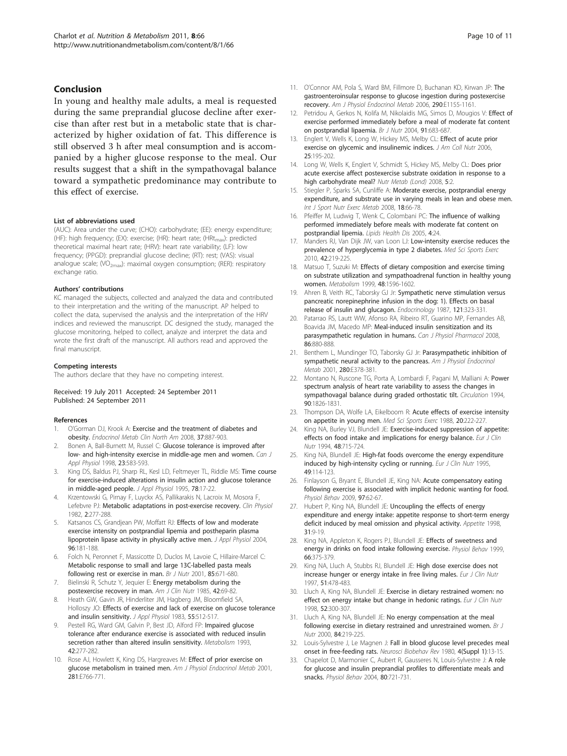## Conclusion

In young and healthy male adults, a meal is requested during the same preprandial glucose decline after exercise than after rest but in a metabolic state that is characterized by higher oxidation of fat. This difference is still observed 3 h after meal consumption and is accompanied by a higher glucose response to the meal. Our results suggest that a shift in the sympathovagal balance toward a sympathetic predominance may contribute to this effect of exercise.

#### List of abbreviations used

(AUC): Area under the curve; (CHO): carbohydrate; (EE): energy expenditure; (HF): high frequency; (EX): exercise; (HR): heart rate; ($HRt_{max}$): predicted theoretical maximal heart rate; (HRV): heart rate variability; (LF): low frequency; (PPGD): preprandial glucose decline; (RT): rest; (VAS): visual analogue scale; ($VO_{2max}$): maximal oxygen consumption; (RER): respiratory exchange ratio.

#### Authors' contributions

KC managed the subjects, collected and analyzed the data and contributed to their interpretation and the writing of the manuscript. AP helped to collect the data, supervised the analysis and the interpretation of the HRV indices and reviewed the manuscript. DC designed the study, managed the glucose monitoring, helped to collect, analyze and interpret the data and wrote the first draft of the manuscript. All authors read and approved the final manuscript.

#### Competing interests

The authors declare that they have no competing interest.

Received: 19 July 2011 Accepted: 24 September 2011
Published: 24 September 2011

#### References

1. O'Gorman DJ, Krook A: **Exercise and the treatment of diabetes and obesity.** *Endocrinol Metab Clin North Am* 2008, **37**:887-903.
2. Bonen A, Ball-Burnett M, Russel C: **Glucose tolerance is improved after low- and high-intensity exercise in middle-age men and women.** *Can J Appl Physiol* 1998, **23**:583-593.
3. King DS, Baldus PJ, Sharp RL, Kesl LD, Feltmeyer TL, Riddle MS: **Time course for exercise-induced alterations in insulin action and glucose tolerance in middle-aged people.** *J Appl Physiol* 1995, **78**:17-22.
4. Krzentowski G, Pirnay F, Luyckx AS, Pallikarakis N, Lacroix M, Mosora F, Lefebvre PJ: **Metabolic adaptations in post-exercise recovery.** *Clin Physiol* 1982, **2**:277-288.
5. Katsanos CS, Grandjean PW, Moffatt RJ: **Effects of low and moderate exercise intensity on postprandial lipemia and postheparin plasma lipoprotein lipase activity in physically active men.** *J Appl Physiol* 2004, **96**:181-188.
6. Folch N, Peronnet F, Massicotte D, Duclos M, Lavoie C, Hillaire-Marcel C: **Metabolic response to small and large 13C-labelled pasta meals following rest or exercise in man.** *Br J Nutr* 2001, **85**:671-680.
7. Bielinski R, Schutz Y, Jequier E: **Energy metabolism during the postexercise recovery in man.** *Am J Clin Nutr* 1985, **42**:69-82.
8. Heath GW, Gavin JR, Hinderliter JM, Hagberg JM, Bloomfield SA, Holloszy JO: **Effects of exercise and lack of exercise on glucose tolerance and insulin sensitivity.** *J Appl Physiol* 1983, **55**:512-517.
9. Pestell RG, Ward GM, Galvin P, Best JD, Alford FP: **Impaired glucose tolerance after endurance exercise is associated with reduced insulin secretion rather than altered insulin sensitivity.** *Metabolism* 1993, **42**:277-282.
10. Rose AJ, Howlett K, King DS, Hargreaves M: **Effect of prior exercise on glucose metabolism in trained men.** *Am J Physiol Endocrinol Metab* 2001, **281**:E766-771.
11. O'Connor AM, Pola S, Ward BM, Fillmore D, Buchanan KD, Kirwan JP: **The gastroenteroinsular response to glucose ingestion during postexercise recovery.** *Am J Physiol Endocrinol Metab* 2006, **290**:E1155-1161.
12. Petridou A, Gerkos N, Kolifa M, Nikolaidis MG, Simos D, Mougios V: **Effect of exercise performed immediately before a meal of moderate fat content on postprandial lipaemia.** *Br J Nutr* 2004, **91**:683-687.
13. Englert V, Wells K, Long W, Hickey MS, Melby CL: **Effect of acute prior exercise on glycemic and insulinemic indices.** *J Am Coll Nutr* 2006, **25**:195-202.
14. Long W, Wells K, Englert V, Schmidt S, Hickey MS, Melby CL: **Does prior acute exercise affect postexercise substrate oxidation in response to a high carbohydrate meal?** *Nutr Metab (Lond)* 2008, **5**:2.
15. Stiegler P, Sparks SA, Cunliffe A: **Moderate exercise, postprandial energy expenditure, and substrate use in varying meals in lean and obese men.** *Int J Sport Nutr Exerc Metab* 2008, **18**:66-78.
16. Pfeiffer M, Ludwig T, Wenk C, Colombani PC: **The influence of walking performed immediately before meals with moderate fat content on postprandial lipemia.** *Lipids Health Dis* 2005, **4**:24.
17. Manders RJ, Van Dijk JW, van Loon LJ: **Low-intensity exercise reduces the prevalence of hyperglycemia in type 2 diabetes.** *Med Sci Sports Exerc* 2010, **42**:219-225.
18. Matsuo T, Suzuki M: **Effects of dietary composition and exercise timing on substrate utilization and sympathoadrenal function in healthy young women.** *Metabolism* 1999, **48**:1596-1602.
19. Ahren B, Veith RC, Taborsky GJ Jr: **Sympathetic nerve stimulation versus pancreatic norepinephrine infusion in the dog: 1). Effects on basal release of insulin and glucagon.** *Endocrinology* 1987, **121**:323-331.
20. Patarrao RS, Lautt WW, Afonso RA, Ribeiro RT, Guarino MP, Fernandes AB, Boavida JM, Macedo MP: **Meal-induced insulin sensitization and its parasympathetic regulation in humans.** *Can J Physiol Pharmacol* 2008, **86**:880-888.
21. Benthem L, Mundinger TO, Taborsky GJ Jr: **Parasympathetic inhibition of sympathetic neural activity to the pancreas.** *Am J Physiol Endocrinol Metab* 2001, **280**:E378-381.
22. Montano N, Ruscone TG, Porta A, Lombardi F, Pagani M, Malliani A: **Power spectrum analysis of heart rate variability to assess the changes in sympathovagal balance during graded orthostatic tilt.** *Circulation* 1994, **90**:1826-1831.
23. Thompson DA, Wolfe LA, Eikelboom R: **Acute effects of exercise intensity on appetite in young men.** *Med Sci Sports Exerc* 1988, **20**:222-227.
24. King NA, Burley VJ, Blundell JE: **Exercise-induced suppression of appetite: effects on food intake and implications for energy balance.** *Eur J Clin Nutr* 1994, **48**:715-724.
25. King NA, Blundell JE: **High-fat foods overcome the energy expenditure induced by high-intensity cycling or running.** *Eur J Clin Nutr* 1995, **49**:114-123.
26. Finlayson G, Bryant E, Blundell JE, King NA: **Acute compensatory eating following exercise is associated with implicit hedonic wanting for food.** *Physiol Behav* 2009, **97**:62-67.
27. Hubert P, King NA, Blundell JE: **Uncoupling the effects of energy expenditure and energy intake: appetite response to short-term energy deficit induced by meal omission and physical activity.** *Appetite* 1998, **31**:9-19.
28. King NA, Appleton K, Rogers PJ, Blundell JE: **Effects of sweetness and energy in drinks on food intake following exercise.** *Physiol Behav* 1999, **66**:375-379.
29. King NA, Lluch A, Stubbs RJ, Blundell JE: **High dose exercise does not increase hunger or energy intake in free living males.** *Eur J Clin Nutr* 1997, **51**:478-483.
30. Lluch A, King NA, Blundell JE: **Exercise in dietary restrained women: no effect on energy intake but change in hedonic ratings.** *Eur J Clin Nutr* 1998, **52**:300-307.
31. Lluch A, King NA, Blundell JE: **No energy compensation at the meal following exercise in dietary restrained and unrestrained women.** *Br J Nutr* 2000, **84**:219-225.
32. Louis-Sylvestre J, Le Magnen J: **Fall in blood glucose level precedes meal onset in free-feeding rats.** *Neurosci Biobehav Rev* 1980, **4(Suppl 1)**:13-15.
33. Chapelot D, Marmonier C, Aubert R, Gausseres N, Louis-Sylvestre J: **A role for glucose and insulin preprandial profiles to differentiate meals and snacks.** *Physiol Behav* 2004, **80**:721-731.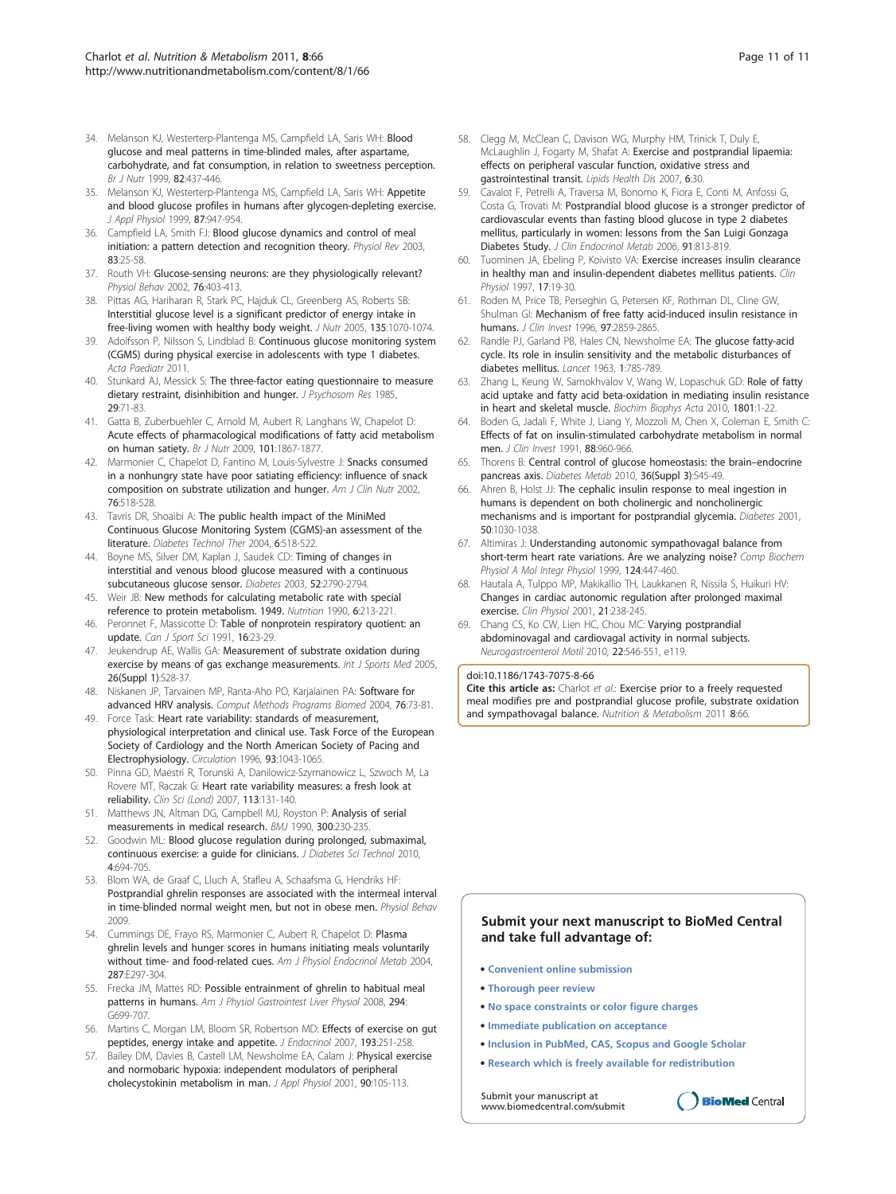34. Melanson KJ, Westerterp-Plantenga MS, Campfield LA, Saris WH: **Blood glucose and meal patterns in time-blinded males, after aspartame, carbohydrate, and fat consumption, in relation to sweetness perception.** *Br J Nutr* 1999, **82**:437-446.
35. Melanson KJ, Westerterp-Plantenga MS, Campfield LA, Saris WH: **Appetite and blood glucose profiles in humans after glycogen-depleting exercise.** *J Appl Physiol* 1999, **87**:947-954.
36. Campfield LA, Smith FJ: **Blood glucose dynamics and control of meal initiation: a pattern detection and recognition theory.** *Physiol Rev* 2003, **83**:25-58.
37. Routh VH: **Glucose-sensing neurons: are they physiologically relevant?** *Physiol Behav* 2002, **76**:403-413.
38. Pittas AG, Hariharan R, Stark PC, Hajduk CL, Greenberg AS, Roberts SB: **Interstitial glucose level is a significant predictor of energy intake in free-living women with healthy body weight.** *J Nutr* 2005, **135**:1070-1074.
39. Adolfsson P, Nilsson S, Lindblad B: **Continuous glucose monitoring system (CGMS) during physical exercise in adolescents with type 1 diabetes.** *Acta Paediatr* 2011.
40. Stunkard AJ, Messick S: **The three-factor eating questionnaire to measure dietary restraint, disinhibition and hunger.** *J Psychosom Res* 1985, **29**:71-83.
41. Gatta B, Zuberbuehler C, Arnold M, Aubert R, Langhans W, Chapelot D: **Acute effects of pharmacological modifications of fatty acid metabolism on human satiety.** *Br J Nutr* 2009, **101**:1867-1877.
42. Marmonier C, Chapelot D, Fantino M, Louis-Sylvestre J: **Snacks consumed in a nonhungry state have poor satiating efficiency: influence of snack composition on substrate utilization and hunger.** *Am J Clin Nutr* 2002, **76**:518-528.
43. Tavris DR, Shoaibi A: **The public health impact of the MiniMed Continuous Glucose Monitoring System (CGMS)-an assessment of the literature.** *Diabetes Technol Ther* 2004, **6**:518-522.
44. Boyne MS, Silver DM, Kaplan J, Saudek CD: **Timing of changes in interstitial and venous blood glucose measured with a continuous subcutaneous glucose sensor.** *Diabetes* 2003, **52**:2790-2794.
45. Weir JB: **New methods for calculating metabolic rate with special reference to protein metabolism. 1949.** *Nutrition* 1990, **6**:213-221.
46. Peronnet F, Massicotte D: **Table of nonprotein respiratory quotient: an update.** *Can J Sport Sci* 1991, **16**:23-29.
47. Jeukendrup AE, Wallis GA: **Measurement of substrate oxidation during exercise by means of gas exchange measurements.** *Int J Sports Med* 2005, **26(Suppl 1)**:S28-37.
48. Niskanen JP, Tarvainen MP, Ranta-Aho PO, Karjalainen PA: **Software for advanced HRV analysis.** *Comput Methods Programs Biomed* 2004, **76**:73-81.
49. Force Task: **Heart rate variability: standards of measurement, physiological interpretation and clinical use. Task Force of the European Society of Cardiology and the North American Society of Pacing and Electrophysiology.** *Circulation* 1996, **93**:1043-1065.
50. Pinna GD, Maestri R, Torunski A, Danilowicz-Szymanowicz L, Szwoch M, La Rovere MT, Raczak G: **Heart rate variability measures: a fresh look at reliability.** *Clin Sci (Lond)* 2007, **113**:131-140.
51. Matthews JN, Altman DG, Campbell MJ, Royston P: **Analysis of serial measurements in medical research.** *BMJ* 1990, **300**:230-235.
52. Goodwin ML: **Blood glucose regulation during prolonged, submaximal, continuous exercise: a guide for clinicians.** *J Diabetes Sci Technol* 2010, **4**:694-705.
53. Blom WA, de Graaf C, Lluch A, Stafleu A, Schaafsma G, Hendriks HF: **Postprandial ghrelin responses are associated with the intermeal interval in time-blinded normal weight men, but not in obese men.** *Physiol Behav* 2009.
54. Cummings DE, Frayo RS, Marmonier C, Aubert R, Chapelot D: **Plasma ghrelin levels and hunger scores in humans initiating meals voluntarily without time- and food-related cues.** *Am J Physiol Endocrinol Metab* 2004, **287**:E297-304.
55. Frecka JM, Mattes RD: **Possible entrainment of ghrelin to habitual meal patterns in humans.** *Am J Physiol Gastrointest Liver Physiol* 2008, **294**:G699-707.
56. Martins C, Morgan LM, Bloom SR, Robertson MD: **Effects of exercise on gut peptides, energy intake and appetite.** *J Endocrinol* 2007, **193**:251-258.
57. Bailey DM, Davies B, Castell LM, Newsholme EA, Calam J: **Physical exercise and normobaric hypoxia: independent modulators of peripheral cholecystokinin metabolism in man.** *J Appl Physiol* 2001, **90**:105-113.
58. Clegg M, McClean C, Davison WG, Murphy HM, Trinick T, Duly E, McLaughlin J, Fogarty M, Shafat A: **Exercise and postprandial lipaemia: effects on peripheral vascular function, oxidative stress and gastrointestinal transit.** *Lipids Health Dis* 2007, **6**:30.
59. Cavalot F, Petrelli A, Traversa M, Bonomo K, Fiora E, Conti M, Anfossi G, Costa G, Trovati M: **Postprandial blood glucose is a stronger predictor of cardiovascular events than fasting blood glucose in type 2 diabetes mellitus, particularly in women: lessons from the San Luigi Gonzaga Diabetes Study.** *J Clin Endocrinol Metab* 2006, **91**:813-819.
60. Tuominen JA, Ebeling P, Koivisto VA: **Exercise increases insulin clearance in healthy man and insulin-dependent diabetes mellitus patients.** *Clin Physiol* 1997, **17**:19-30.
61. Roden M, Price TB, Perseghin G, Petersen KF, Rothman DL, Cline GW, Shulman GI: **Mechanism of free fatty acid-induced insulin resistance in humans.** *J Clin Invest* 1996, **97**:2859-2865.
62. Randle PJ, Garland PB, Hales CN, Newsholme EA: **The glucose fatty-acid cycle. Its role in insulin sensitivity and the metabolic disturbances of diabetes mellitus.** *Lancet* 1963, **1**:785-789.
63. Zhang L, Keung W, Samokhvalov V, Wang W, Lopaschuk GD: **Role of fatty acid uptake and fatty acid beta-oxidation in mediating insulin resistance in heart and skeletal muscle.** *Biochim Biophys Acta* 2010, **1801**:1-22.
64. Boden G, Jadali F, White J, Liang Y, Mozzoli M, Chen X, Coleman E, Smith C: **Effects of fat on insulin-stimulated carbohydrate metabolism in normal men.** *J Clin Invest* 1991, **88**:960-966.
65. Thorens B: **Central control of glucose homeostasis: the brain–endocrine pancreas axis.** *Diabetes Metab* 2010, **36(Suppl 3)**:S45-49.
66. Ahren B, Holst JJ: **The cephalic insulin response to meal ingestion in humans is dependent on both cholinergic and noncholinergic mechanisms and is important for postprandial glycemia.** *Diabetes* 2001, **50**:1030-1038.
67. Altimiras J: **Understanding autonomic sympathovagal balance from short-term heart rate variations. Are we analyzing noise?** *Comp Biochem Physiol A Mol Integr Physiol* 1999, **124**:447-460.
68. Hautala A, Tulppo MP, Makikallio TH, Laukkanen R, Nissila S, Huikuri HV: **Changes in cardiac autonomic regulation after prolonged maximal exercise.** *Clin Physiol* 2001, **21**:238-245.
69. Chang CS, Ko CW, Lien HC, Chou MC: **Varying postprandial abdominovagal and cardiovagal activity in normal subjects.** *Neurogastroenterol Motil* 2010, **22**:546-551, e119.

doi:10.1186/1743-7075-8-66

**Cite this article as:** Charlot *et al.*: Exercise prior to a freely requested meal modifies pre and postprandial glucose profile, substrate oxidation and sympathovagal balance. *Nutrition & Metabolism* 2011 **8**:66.

**Submit your next manuscript to BioMed Central and take full advantage of:**

- **Convenient online submission**
- **Thorough peer review**
- **No space constraints or color figure charges**
- **Immediate publication on acceptance**
- **Inclusion in PubMed, CAS, Scopus and Google Scholar**
- **Research which is freely available for redistribution**

Submit your manuscript at www.biomedcentral.com/submit

BioMed Central